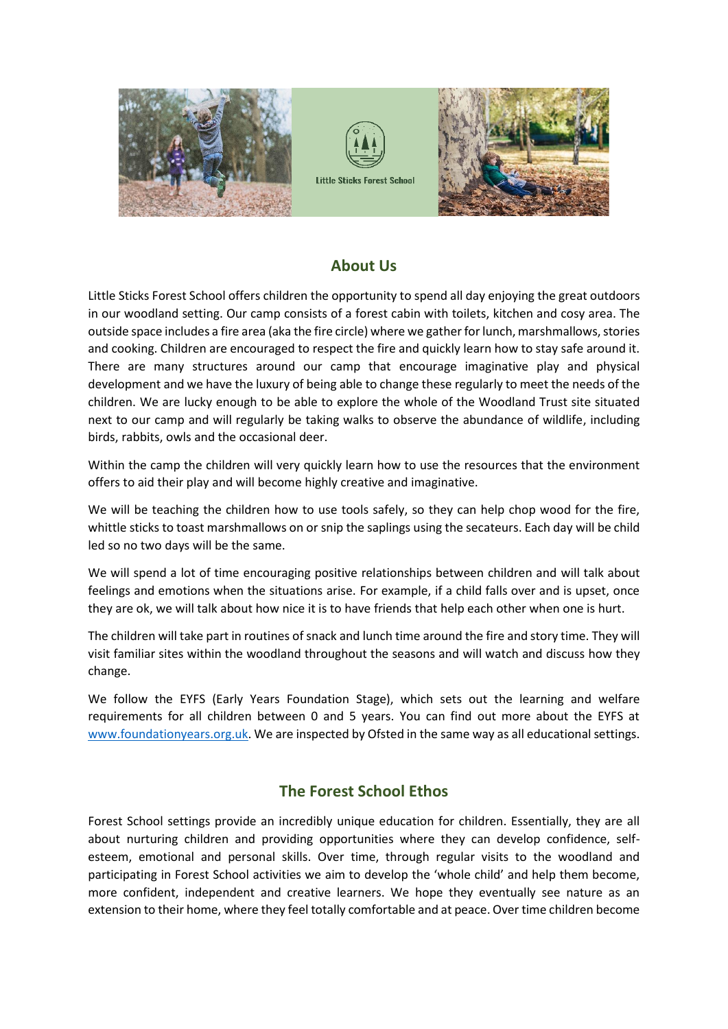Little Sticks Forest School

## About Us

Little Sticks Forest School offers children the opportunity to spend all day enjoying the great outdoors in our woodland setting. Our camp consists of a forest cabin with toilets, kitchen and cosy area. The outside space includes a fire area (aka the fire circle) where we gather for lunch, marshmallows, stories and cooking. Children are encouraged to respect the fire and quickly learn how to stay safe around it. There are many structures around our camp that encourage imaginative play and physical development and we have the luxury of being able to change these regularly to meet the needs of the children. We are lucky enough to be able to explore the whole of the Woodland Trust site situated next to our camp and will regularly be taking walks to observe the abundance of wildlife, including birds, rabbits, owls and the occasional deer.

Within the camp the children will very quickly learn how to use the resources that the environment offers to aid their play and will become highly creative and imaginative.

We will be teaching the children how to use tools safely, so they can help chop wood for the fire, whittle sticks to toast marshmallows on or snip the saplings using the secateurs. Each day will be child led so no two days will be the same.

We will spend a lot of time encouraging positive relationships between children and will talk about feelings and emotions when the situations arise. For example, if a child falls over and is upset, once they are ok, we will talk about how nice it is to have friends that help each other when one is hurt.

The children will take part in routines of snack and lunch time around the fire and story time. They will visit familiar sites within the woodland throughout the seasons and will watch and discuss how they change.

We follow the EYFS (Early Years Foundation Stage), which sets out the learning and welfare requirements for all children between 0 and 5 years. You can find out more about the EYFS at www.foundationyears.org.uk. We are inspected by Ofsted in the same way as all educational settings.

## The Forest School Ethos

Forest School settings provide an incredibly unique education for children. Essentially, they are all about nurturing children and providing opportunities where they can develop confidence, self-esteem, emotional and personal skills. Over time, through regular visits to the woodland and participating in Forest School activities we aim to develop the 'whole child' and help them become, more confident, independent and creative learners. We hope they eventually see nature as an extension to their home, where they feel totally comfortable and at peace. Over time children become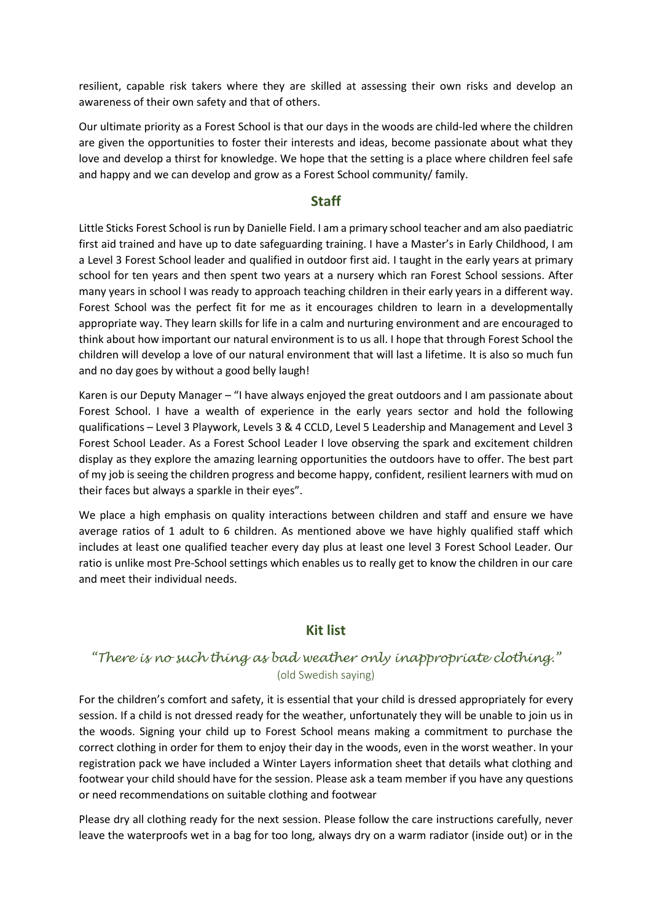resilient, capable risk takers where they are skilled at assessing their own risks and develop an awareness of their own safety and that of others.

Our ultimate priority as a Forest School is that our days in the woods are child-led where the children are given the opportunities to foster their interests and ideas, become passionate about what they love and develop a thirst for knowledge. We hope that the setting is a place where children feel safe and happy and we can develop and grow as a Forest School community/ family.

## Staff

Little Sticks Forest School is run by Danielle Field. I am a primary school teacher and am also paediatric first aid trained and have up to date safeguarding training. I have a Master's in Early Childhood, I am a Level 3 Forest School leader and qualified in outdoor first aid. I taught in the early years at primary school for ten years and then spent two years at a nursery which ran Forest School sessions. After many years in school I was ready to approach teaching children in their early years in a different way. Forest School was the perfect fit for me as it encourages children to learn in a developmentally appropriate way. They learn skills for life in a calm and nurturing environment and are encouraged to think about how important our natural environment is to us all. I hope that through Forest School the children will develop a love of our natural environment that will last a lifetime. It is also so much fun and no day goes by without a good belly laugh!

Karen is our Deputy Manager – "I have always enjoyed the great outdoors and I am passionate about Forest School. I have a wealth of experience in the early years sector and hold the following qualifications – Level 3 Playwork, Levels 3 & 4 CCLD, Level 5 Leadership and Management and Level 3 Forest School Leader. As a Forest School Leader I love observing the spark and excitement children display as they explore the amazing learning opportunities the outdoors have to offer. The best part of my job is seeing the children progress and become happy, confident, resilient learners with mud on their faces but always a sparkle in their eyes".

We place a high emphasis on quality interactions between children and staff and ensure we have average ratios of 1 adult to 6 children. As mentioned above we have highly qualified staff which includes at least one qualified teacher every day plus at least one level 3 Forest School Leader. Our ratio is unlike most Pre-School settings which enables us to really get to know the children in our care and meet their individual needs.

## Kit list

*"There is no such thing as bad weather only inappropriate clothing."*
(old Swedish saying)

For the children's comfort and safety, it is essential that your child is dressed appropriately for every session. If a child is not dressed ready for the weather, unfortunately they will be unable to join us in the woods. Signing your child up to Forest School means making a commitment to purchase the correct clothing in order for them to enjoy their day in the woods, even in the worst weather. In your registration pack we have included a Winter Layers information sheet that details what clothing and footwear your child should have for the session. Please ask a team member if you have any questions or need recommendations on suitable clothing and footwear

Please dry all clothing ready for the next session. Please follow the care instructions carefully, never leave the waterproofs wet in a bag for too long, always dry on a warm radiator (inside out) or in the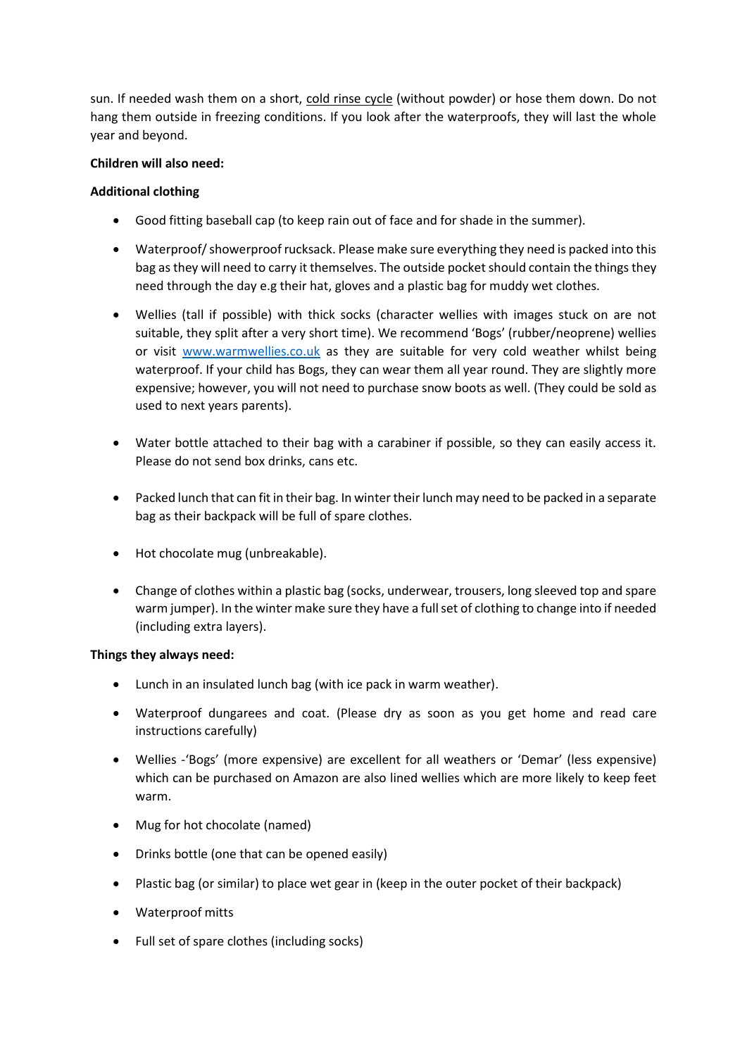sun. If needed wash them on a short, cold rinse cycle (without powder) or hose them down. Do not hang them outside in freezing conditions. If you look after the waterproofs, they will last the whole year and beyond.

**Children will also need:**

**Additional clothing**

- Good fitting baseball cap (to keep rain out of face and for shade in the summer).
- Waterproof/ showerproof rucksack. Please make sure everything they need is packed into this bag as they will need to carry it themselves. The outside pocket should contain the things they need through the day e.g their hat, gloves and a plastic bag for muddy wet clothes.
- Wellies (tall if possible) with thick socks (character wellies with images stuck on are not suitable, they split after a very short time). We recommend 'Bogs' (rubber/neoprene) wellies or visit [www.warmwellies.co.uk](http://www.warmwellies.co.uk) as they are suitable for very cold weather whilst being waterproof. If your child has Bogs, they can wear them all year round. They are slightly more expensive; however, you will not need to purchase snow boots as well. (They could be sold as used to next years parents).
- Water bottle attached to their bag with a carabiner if possible, so they can easily access it. Please do not send box drinks, cans etc.
- Packed lunch that can fit in their bag. In winter their lunch may need to be packed in a separate bag as their backpack will be full of spare clothes.
- Hot chocolate mug (unbreakable).
- Change of clothes within a plastic bag (socks, underwear, trousers, long sleeved top and spare warm jumper). In the winter make sure they have a full set of clothing to change into if needed (including extra layers).

**Things they always need:**

- Lunch in an insulated lunch bag (with ice pack in warm weather).
- Waterproof dungarees and coat. (Please dry as soon as you get home and read care instructions carefully)
- Wellies -'Bogs' (more expensive) are excellent for all weathers or 'Demar' (less expensive) which can be purchased on Amazon are also lined wellies which are more likely to keep feet warm.
- Mug for hot chocolate (named)
- Drinks bottle (one that can be opened easily)
- Plastic bag (or similar) to place wet gear in (keep in the outer pocket of their backpack)
- Waterproof mitts
- Full set of spare clothes (including socks)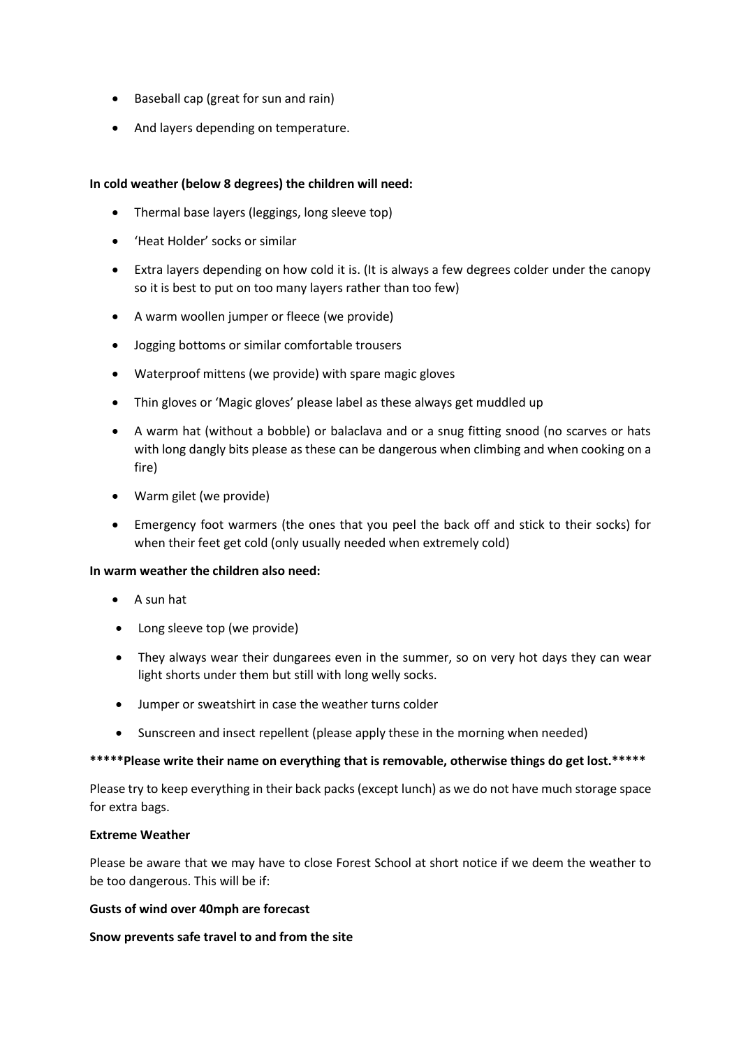- Baseball cap (great for sun and rain)
- And layers depending on temperature.

**In cold weather (below 8 degrees) the children will need:**

- Thermal base layers (leggings, long sleeve top)
- 'Heat Holder' socks or similar
- Extra layers depending on how cold it is. (It is always a few degrees colder under the canopy so it is best to put on too many layers rather than too few)
- A warm woollen jumper or fleece (we provide)
- Jogging bottoms or similar comfortable trousers
- Waterproof mittens (we provide) with spare magic gloves
- Thin gloves or 'Magic gloves' please label as these always get muddled up
- A warm hat (without a bobble) or balaclava and or a snug fitting snood (no scarves or hats with long dangly bits please as these can be dangerous when climbing and when cooking on a fire)
- Warm gilet (we provide)
- Emergency foot warmers (the ones that you peel the back off and stick to their socks) for when their feet get cold (only usually needed when extremely cold)

**In warm weather the children also need:**

- A sun hat
- Long sleeve top (we provide)
- They always wear their dungarees even in the summer, so on very hot days they can wear light shorts under them but still with long welly socks.
- Jumper or sweatshirt in case the weather turns colder
- Sunscreen and insect repellent (please apply these in the morning when needed)

**\*\*\*\*\*Please write their name on everything that is removable, otherwise things do get lost.\*\*\*\*\***

Please try to keep everything in their back packs (except lunch) as we do not have much storage space for extra bags.

**Extreme Weather**

Please be aware that we may have to close Forest School at short notice if we deem the weather to be too dangerous. This will be if:

**Gusts of wind over 40mph are forecast**

**Snow prevents safe travel to and from the site**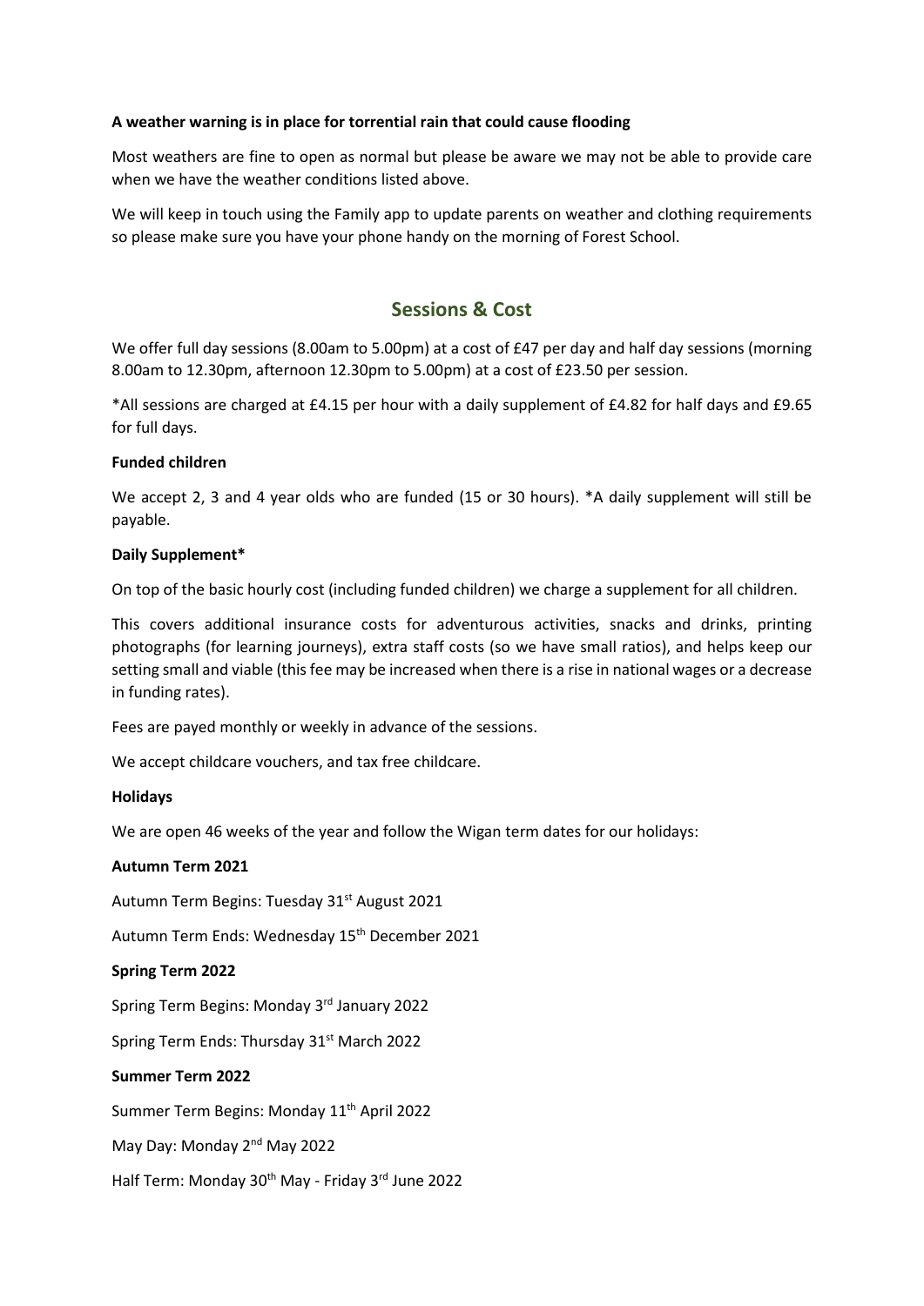**A weather warning is in place for torrential rain that could cause flooding**

Most weathers are fine to open as normal but please be aware we may not be able to provide care when we have the weather conditions listed above.

We will keep in touch using the Family app to update parents on weather and clothing requirements so please make sure you have your phone handy on the morning of Forest School.

## Sessions & Cost

We offer full day sessions (8.00am to 5.00pm) at a cost of £47 per day and half day sessions (morning 8.00am to 12.30pm, afternoon 12.30pm to 5.00pm) at a cost of £23.50 per session.

*All sessions are charged at £4.15 per hour with a daily supplement of £4.82 for half days and £9.65 for full days.

**Funded children**

We accept 2, 3 and 4 year olds who are funded (15 or 30 hours). *A daily supplement will still be payable.

**Daily Supplement***

On top of the basic hourly cost (including funded children) we charge a supplement for all children.

This covers additional insurance costs for adventurous activities, snacks and drinks, printing photographs (for learning journeys), extra staff costs (so we have small ratios), and helps keep our setting small and viable (this fee may be increased when there is a rise in national wages or a decrease in funding rates).

Fees are payed monthly or weekly in advance of the sessions.

We accept childcare vouchers, and tax free childcare.

**Holidays**

We are open 46 weeks of the year and follow the Wigan term dates for our holidays:

**Autumn Term 2021**

Autumn Term Begins: Tuesday 31st August 2021

Autumn Term Ends: Wednesday 15th December 2021

**Spring Term 2022**

Spring Term Begins: Monday 3rd January 2022

Spring Term Ends: Thursday 31st March 2022

**Summer Term 2022**

Summer Term Begins: Monday 11th April 2022

May Day: Monday 2nd May 2022

Half Term: Monday 30th May - Friday 3rd June 2022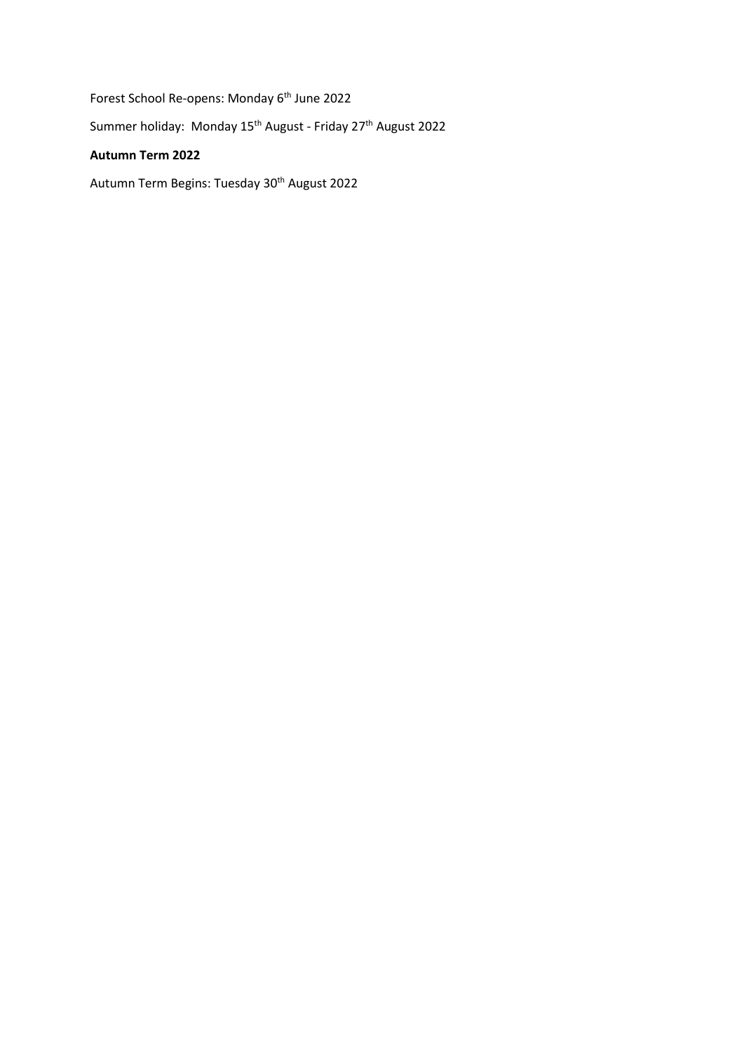Forest School Re-opens: Monday 6th June 2022

Summer holiday: Monday 15th August - Friday 27th August 2022

**Autumn Term 2022**

Autumn Term Begins: Tuesday 30th August 2022